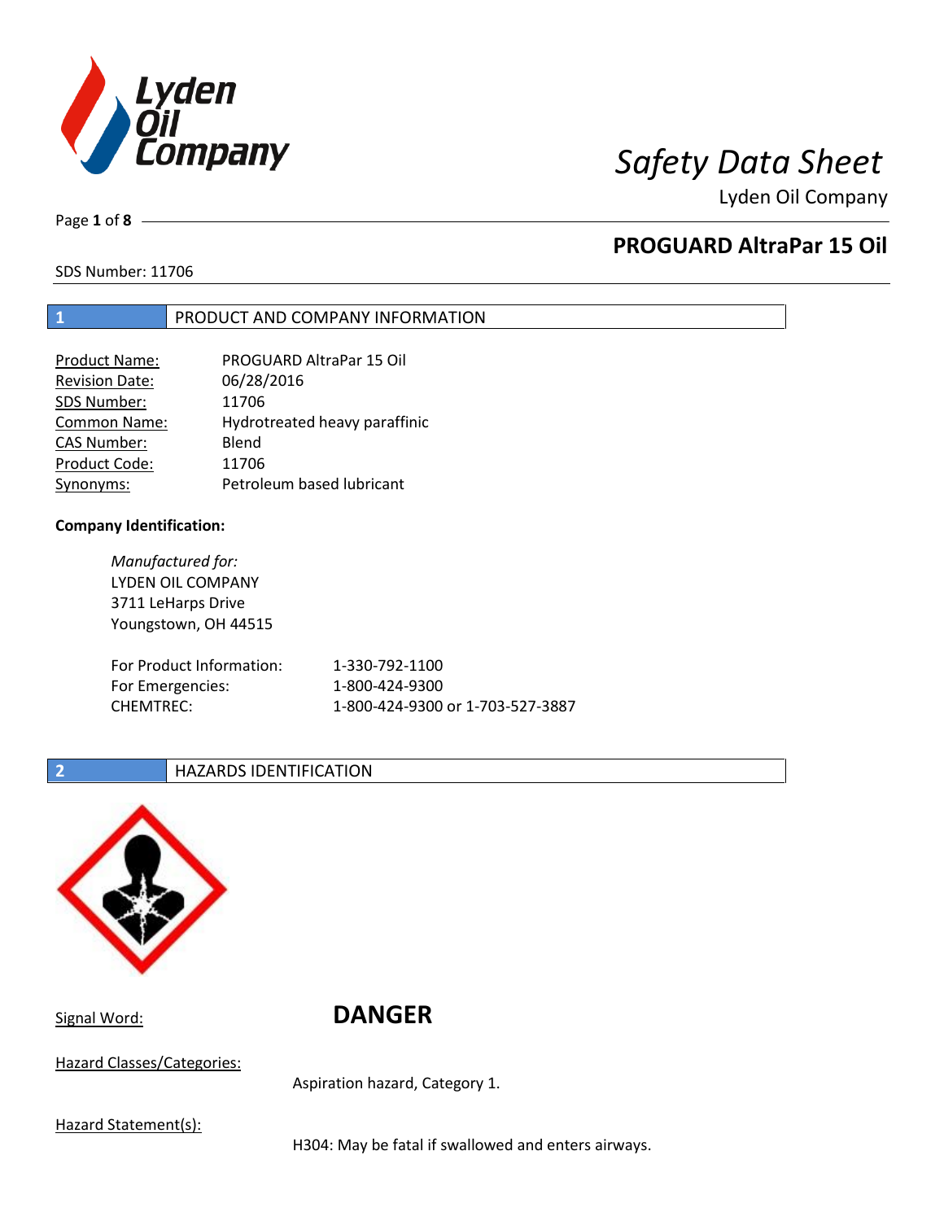# Safety Data Sheet

Lyden Oil Company

## PROGUARD AltraPar 15 Oil

SDS Number: 11706

## 1 PRODUCT AND COMPANY INFORMATION

| | |
|---|---|
| Product Name: | PROGUARD AltraPar 15 Oil |
| Revision Date: | 06/28/2016 |
| SDS Number: | 11706 |
| Common Name: | Hydrotreated heavy paraffinic |
| CAS Number: | Blend |
| Product Code: | 11706 |
| Synonyms: | Petroleum based lubricant |

**Company Identification:**

*Manufactured for:*
LYDEN OIL COMPANY
3711 LeHarps Drive
Youngstown, OH 44515

| | |
|---|---|
| For Product Information: | 1-330-792-1100 |
| For Emergencies: | 1-800-424-9300 |
| CHEMTREC: | 1-800-424-9300 or 1-703-527-3887 |

## 2 HAZARDS IDENTIFICATION

Signal Word: **DANGER**

Hazard Classes/Categories:

Aspiration hazard, Category 1.

Hazard Statement(s):

H304: May be fatal if swallowed and enters airways.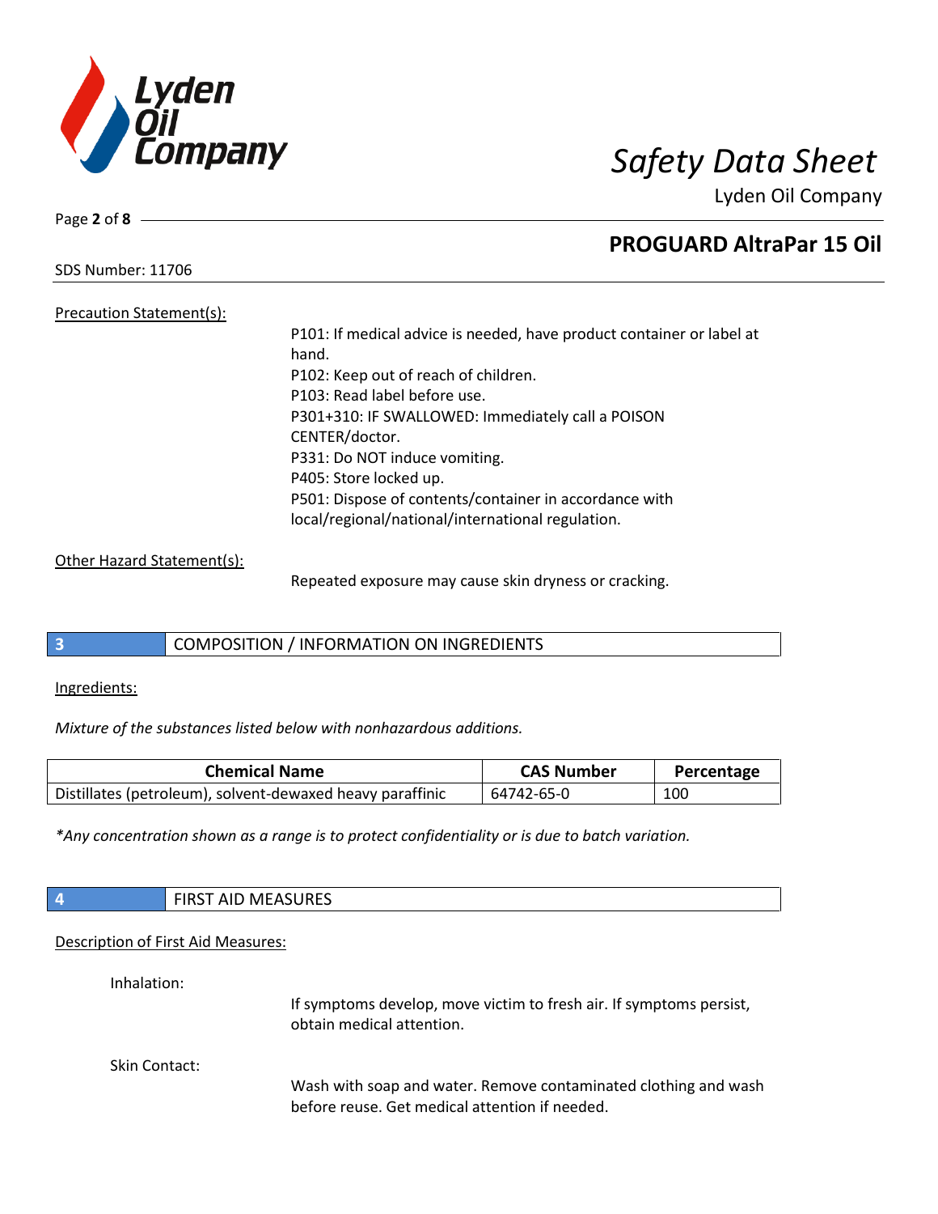Precaution Statement(s):

P101: If medical advice is needed, have product container or label at hand.
P102: Keep out of reach of children.
P103: Read label before use.
P301+310: IF SWALLOWED: Immediately call a POISON CENTER/doctor.
P331: Do NOT induce vomiting.
P405: Store locked up.
P501: Dispose of contents/container in accordance with local/regional/national/international regulation.

Other Hazard Statement(s):

Repeated exposure may cause skin dryness or cracking.

## 3 COMPOSITION / INFORMATION ON INGREDIENTS

Ingredients:

*Mixture of the substances listed below with nonhazardous additions.*

| Chemical Name | CAS Number | Percentage |
|---|---|---|
| Distillates (petroleum), solvent-dewaxed heavy paraffinic | 64742-65-0 | 100 |

*\*Any concentration shown as a range is to protect confidentiality or is due to batch variation.*

## 4 FIRST AID MEASURES

Description of First Aid Measures:

Inhalation:

If symptoms develop, move victim to fresh air. If symptoms persist, obtain medical attention.

Skin Contact:

Wash with soap and water. Remove contaminated clothing and wash before reuse. Get medical attention if needed.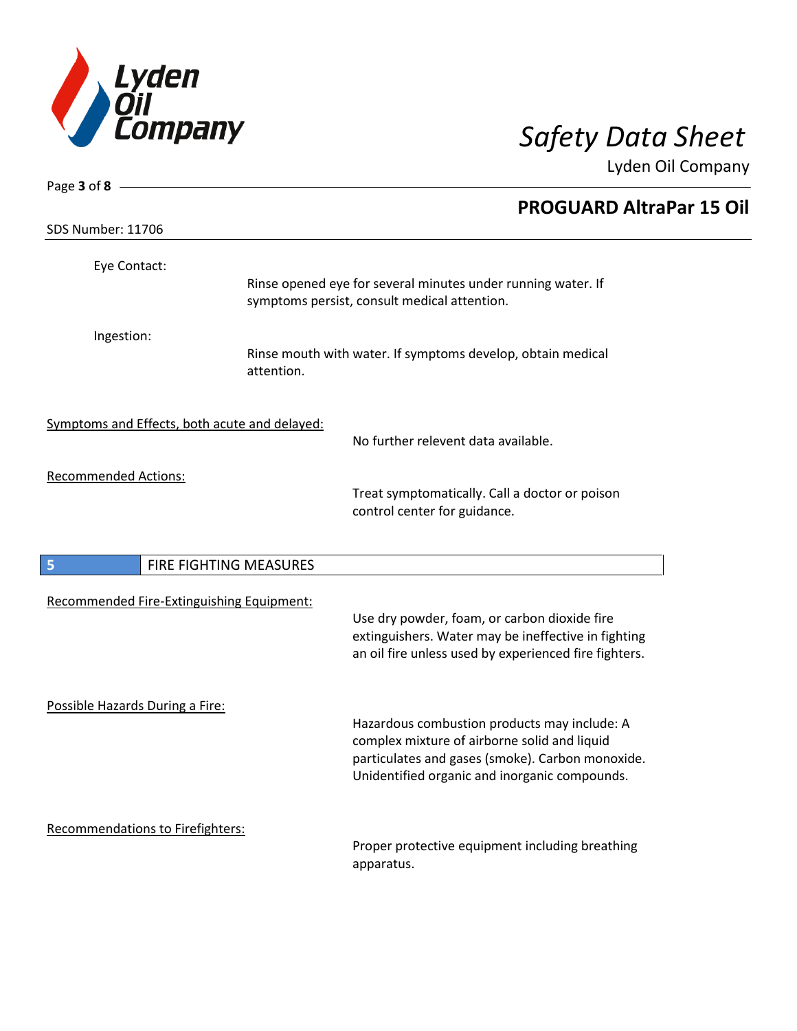Eye Contact:

Rinse opened eye for several minutes under running water. If symptoms persist, consult medical attention.

Ingestion:

Rinse mouth with water. If symptoms develop, obtain medical attention.

Symptoms and Effects, both acute and delayed:

No further relevent data available.

Recommended Actions:

Treat symptomatically. Call a doctor or poison control center for guidance.

## 5 FIRE FIGHTING MEASURES

Recommended Fire-Extinguishing Equipment:

Use dry powder, foam, or carbon dioxide fire extinguishers. Water may be ineffective in fighting an oil fire unless used by experienced fire fighters.

Possible Hazards During a Fire:

Hazardous combustion products may include: A complex mixture of airborne solid and liquid particulates and gases (smoke). Carbon monoxide. Unidentified organic and inorganic compounds.

Recommendations to Firefighters:

Proper protective equipment including breathing apparatus.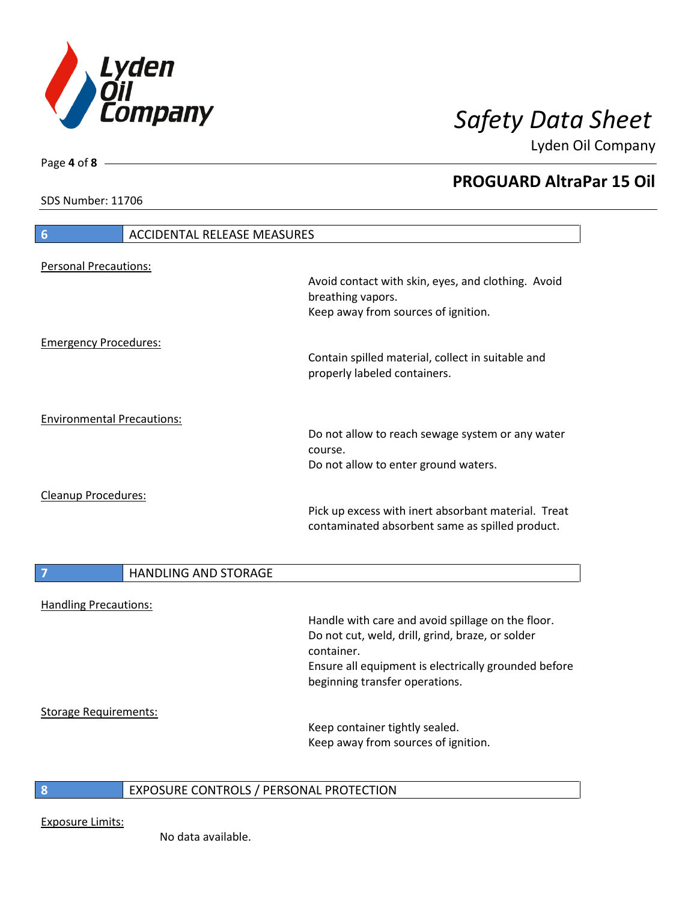## 6 ACCIDENTAL RELEASE MEASURES

Personal Precautions:

Avoid contact with skin, eyes, and clothing. Avoid breathing vapors.
Keep away from sources of ignition.

Emergency Procedures:

Contain spilled material, collect in suitable and properly labeled containers.

Environmental Precautions:

Do not allow to reach sewage system or any water course.
Do not allow to enter ground waters.

Cleanup Procedures:

Pick up excess with inert absorbant material. Treat contaminated absorbent same as spilled product.

## 7 HANDLING AND STORAGE

Handling Precautions:

Handle with care and avoid spillage on the floor.
Do not cut, weld, drill, grind, braze, or solder container.
Ensure all equipment is electrically grounded before beginning transfer operations.

Storage Requirements:

Keep container tightly sealed.
Keep away from sources of ignition.

## 8 EXPOSURE CONTROLS / PERSONAL PROTECTION

Exposure Limits:

No data available.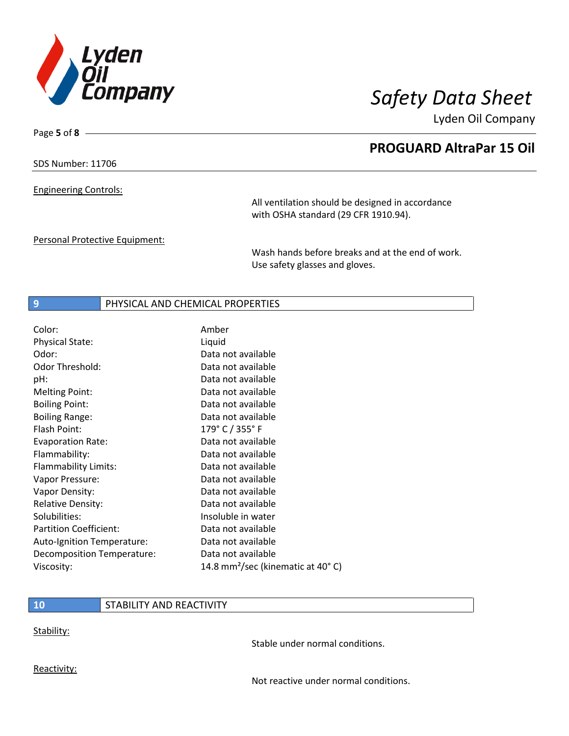Engineering Controls:

All ventilation should be designed in accordance with OSHA standard (29 CFR 1910.94).

Personal Protective Equipment:

Wash hands before breaks and at the end of work. Use safety glasses and gloves.

## 9 PHYSICAL AND CHEMICAL PROPERTIES

| Property | Value |
|---|---|
| Color: | Amber |
| Physical State: | Liquid |
| Odor: | Data not available |
| Odor Threshold: | Data not available |
| pH: | Data not available |
| Melting Point: | Data not available |
| Boiling Point: | Data not available |
| Boiling Range: | Data not available |
| Flash Point: | 179° C / 355° F |
| Evaporation Rate: | Data not available |
| Flammability: | Data not available |
| Flammability Limits: | Data not available |
| Vapor Pressure: | Data not available |
| Vapor Density: | Data not available |
| Relative Density: | Data not available |
| Solubilities: | Insoluble in water |
| Partition Coefficient: | Data not available |
| Auto-Ignition Temperature: | Data not available |
| Decomposition Temperature: | Data not available |
| Viscosity: | 14.8 $mm^2$/sec (kinematic at 40° C) |

## 10 STABILITY AND REACTIVITY

Stability:

Stable under normal conditions.

Reactivity:

Not reactive under normal conditions.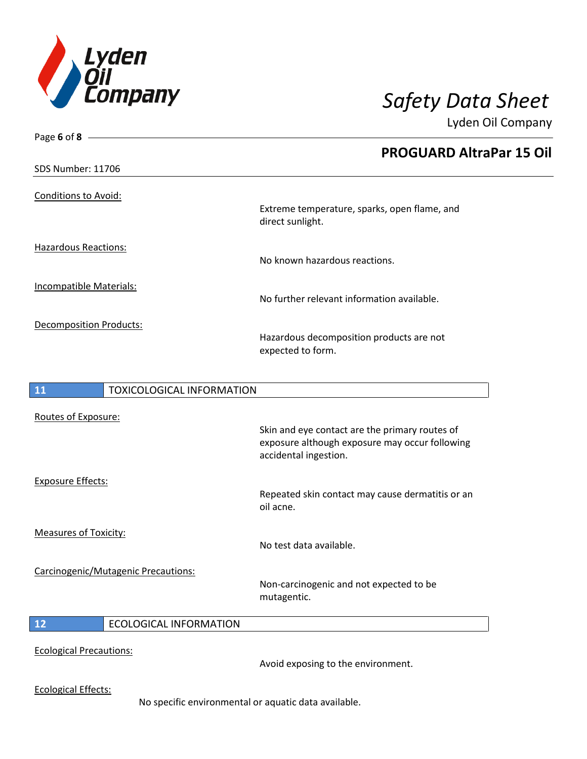Conditions to Avoid:

Extreme temperature, sparks, open flame, and direct sunlight.

Hazardous Reactions:

No known hazardous reactions.

Incompatible Materials:

No further relevant information available.

Decomposition Products:

Hazardous decomposition products are not expected to form.

## 11 TOXICOLOGICAL INFORMATION

Routes of Exposure:

Skin and eye contact are the primary routes of exposure although exposure may occur following accidental ingestion.

Exposure Effects:

Repeated skin contact may cause dermatitis or an oil acne.

Measures of Toxicity:

No test data available.

Carcinogenic/Mutagenic Precautions:

Non-carcinogenic and not expected to be mutagentic.

## 12 ECOLOGICAL INFORMATION

Ecological Precautions:

Avoid exposing to the environment.

Ecological Effects:

No specific environmental or aquatic data available.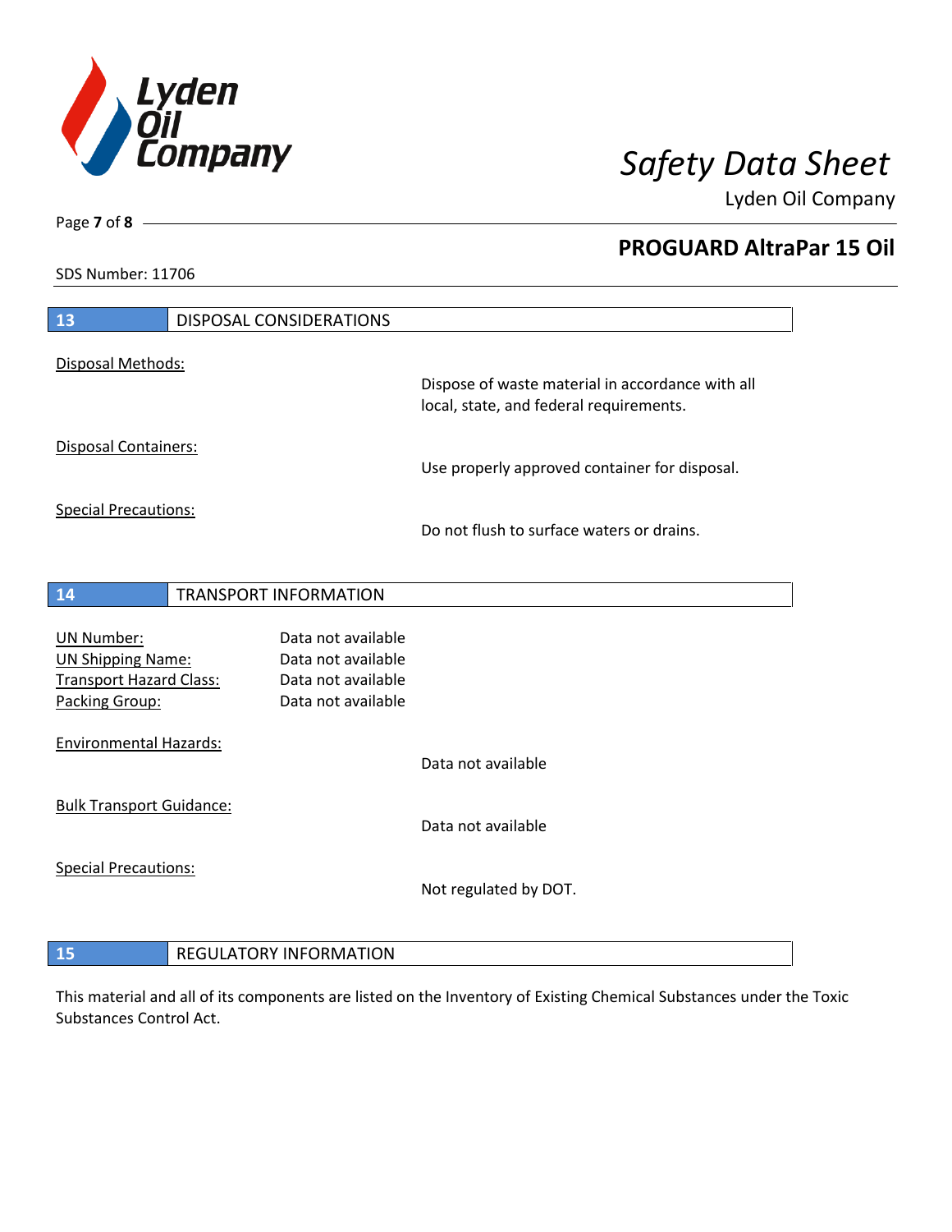## 13 DISPOSAL CONSIDERATIONS

Disposal Methods:

Dispose of waste material in accordance with all local, state, and federal requirements.

Disposal Containers:

Use properly approved container for disposal.

Special Precautions:

Do not flush to surface waters or drains.

## 14 TRANSPORT INFORMATION

| | |
|---|---|
| UN Number: | Data not available |
| UN Shipping Name: | Data not available |
| Transport Hazard Class: | Data not available |
| Packing Group: | Data not available |

Environmental Hazards:

Data not available

Bulk Transport Guidance:

Data not available

Special Precautions:

Not regulated by DOT.

## 15 REGULATORY INFORMATION

This material and all of its components are listed on the Inventory of Existing Chemical Substances under the Toxic Substances Control Act.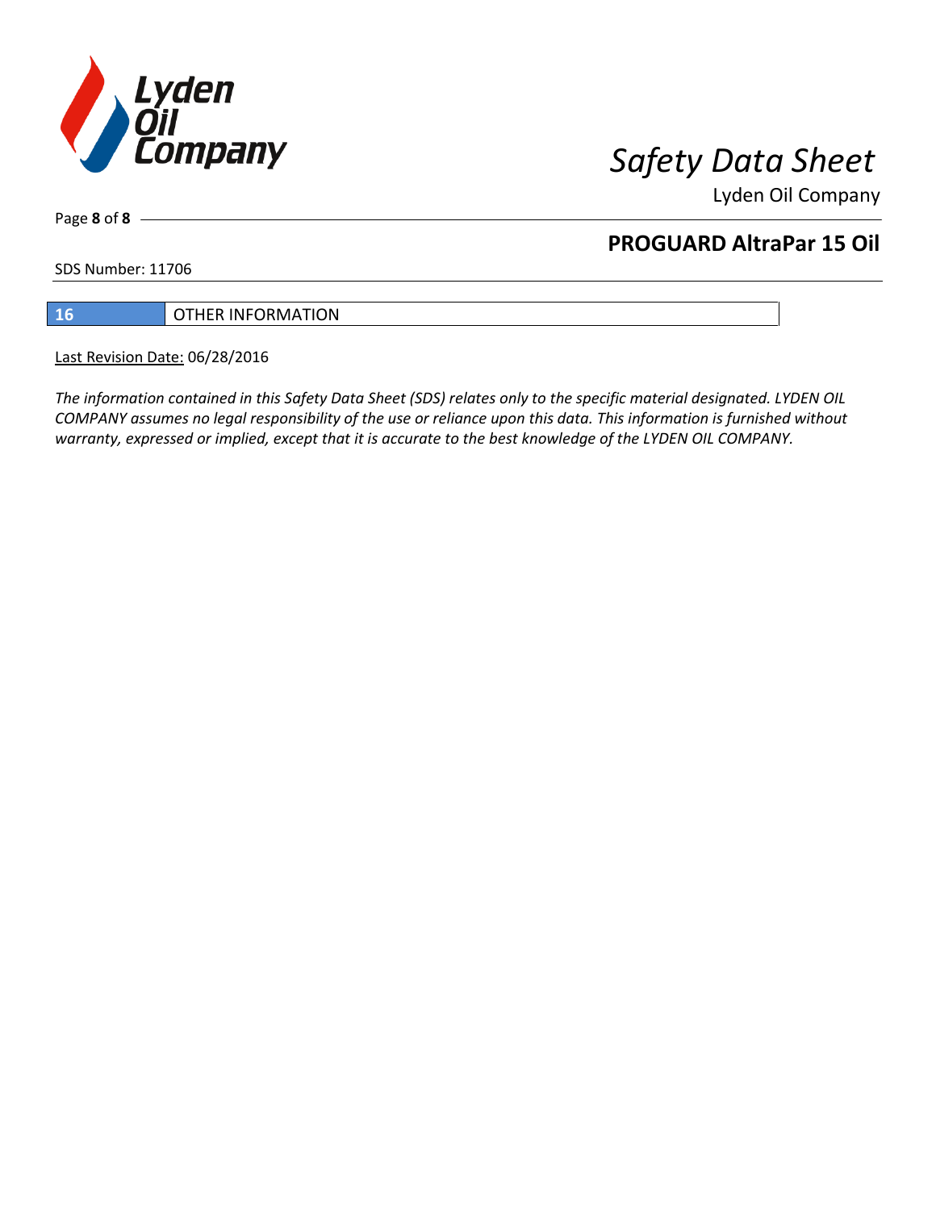## 16 OTHER INFORMATION

Last Revision Date: 06/28/2016

*The information contained in this Safety Data Sheet (SDS) relates only to the specific material designated. LYDEN OIL COMPANY assumes no legal responsibility of the use or reliance upon this data. This information is furnished without warranty, expressed or implied, except that it is accurate to the best knowledge of the LYDEN OIL COMPANY.*